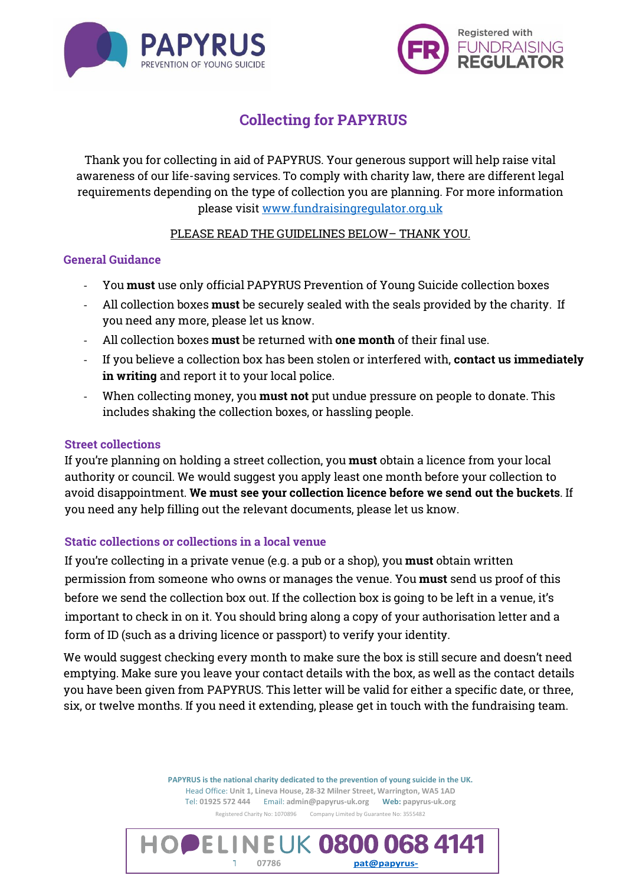# Collecting for PAPYRUS

Thank you for collecting in aid of PAPYRUS. Your generous support will help raise vital awareness of our life-saving services. To comply with charity law, there are different legal requirements depending on the type of collection you are planning. For more information please visit www.fundraisingregulator.org.uk

PLEASE READ THE GUIDELINES BELOW– THANK YOU.

## General Guidance

- You **must** use only official PAPYRUS Prevention of Young Suicide collection boxes
- All collection boxes **must** be securely sealed with the seals provided by the charity. If you need any more, please let us know.
- All collection boxes **must** be returned with **one month** of their final use.
- If you believe a collection box has been stolen or interfered with, **contact us immediately in writing** and report it to your local police.
- When collecting money, you **must not** put undue pressure on people to donate. This includes shaking the collection boxes, or hassling people.

## Street collections

If you're planning on holding a street collection, you **must** obtain a licence from your local authority or council. We would suggest you apply least one month before your collection to avoid disappointment. **We must see your collection licence before we send out the buckets**. If you need any help filling out the relevant documents, please let us know.

## Static collections or collections in a local venue

If you're collecting in a private venue (e.g. a pub or a shop), you **must** obtain written permission from someone who owns or manages the venue. You **must** send us proof of this before we send the collection box out. If the collection box is going to be left in a venue, it's important to check in on it. You should bring along a copy of your authorisation letter and a form of ID (such as a driving licence or passport) to verify your identity.

We would suggest checking every month to make sure the box is still secure and doesn't need emptying. Make sure you leave your contact details with the box, as well as the contact details you have been given from PAPYRUS. This letter will be valid for either a specific date, or three, six, or twelve months. If you need it extending, please get in touch with the fundraising team.

PAPYRUS is the national charity dedicated to the prevention of young suicide in the UK.
Head Office: Unit 1, Lineva House, 28-32 Milner Street, Warrington, WA5 1AD
Tel: 01925 572 444 Email: admin@papyrus-uk.org Web: papyrus-uk.org
Registered Charity No: 1070896 Company Limited by Guarantee No: 3555482

HOPELINEUK 0800 068 4141
07786 pat@papyrus-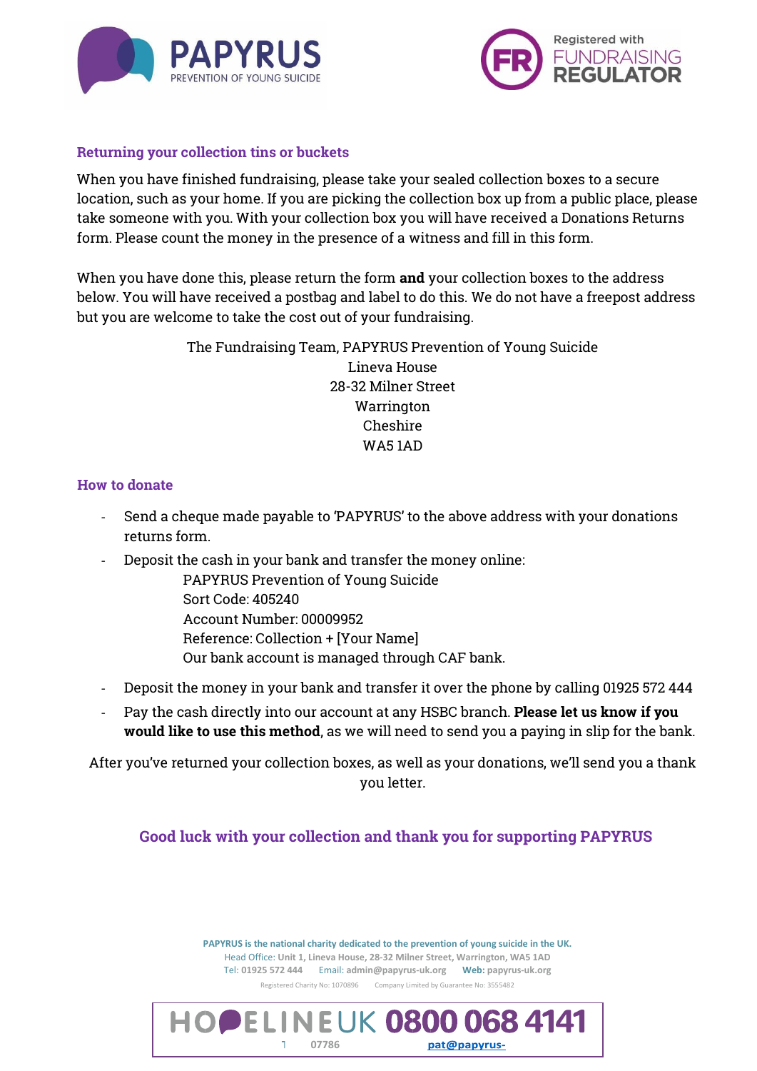### Returning your collection tins or buckets

When you have finished fundraising, please take your sealed collection boxes to a secure location, such as your home. If you are picking the collection box up from a public place, please take someone with you. With your collection box you will have received a Donations Returns form. Please count the money in the presence of a witness and fill in this form.

When you have done this, please return the form **and** your collection boxes to the address below. You will have received a postbag and label to do this. We do not have a freepost address but you are welcome to take the cost out of your fundraising.

The Fundraising Team, PAPYRUS Prevention of Young Suicide
Lineva House
28-32 Milner Street
Warrington
Cheshire
WA5 1AD

### How to donate

- Send a cheque made payable to 'PAPYRUS' to the above address with your donations returns form.
- Deposit the cash in your bank and transfer the money online:
  PAPYRUS Prevention of Young Suicide
  Sort Code: 405240
  Account Number: 00009952
  Reference: Collection + [Your Name]
  Our bank account is managed through CAF bank.
- Deposit the money in your bank and transfer it over the phone by calling 01925 572 444
- Pay the cash directly into our account at any HSBC branch. **Please let us know if you would like to use this method**, as we will need to send you a paying in slip for the bank.

After you've returned your collection boxes, as well as your donations, we'll send you a thank you letter.

**Good luck with your collection and thank you for supporting PAPYRUS**

PAPYRUS is the national charity dedicated to the prevention of young suicide in the UK.
Head Office: Unit 1, Lineva House, 28-32 Milner Street, Warrington, WA5 1AD
Tel: 01925 572 444 Email: admin@papyrus-uk.org Web: papyrus-uk.org
Registered Charity No: 1070896 Company Limited by Guarantee No: 3555482

HOPELINEUK 0800 068 4141
07786 pat@papyrus-